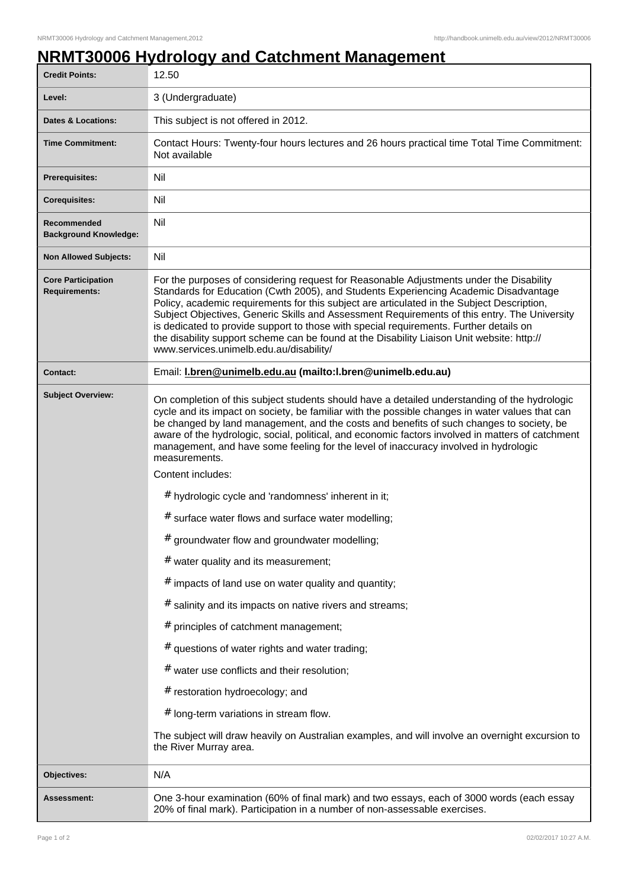# NRMT30006 Hydrology and Catchment Management

| | |
|---|---|
| **Credit Points:** | 12.50 |
| **Level:** | 3 (Undergraduate) |
| **Dates & Locations:** | This subject is not offered in 2012. |
| **Time Commitment:** | Contact Hours: Twenty-four hours lectures and 26 hours practical time Total Time Commitment: Not available |
| **Prerequisites:** | Nil |
| **Corequisites:** | Nil |
| **Recommended Background Knowledge:** | Nil |
| **Non Allowed Subjects:** | Nil |
| **Core Participation Requirements:** | For the purposes of considering request for Reasonable Adjustments under the Disability Standards for Education (Cwth 2005), and Students Experiencing Academic Disadvantage Policy, academic requirements for this subject are articulated in the Subject Description, Subject Objectives, Generic Skills and Assessment Requirements of this entry. The University is dedicated to provide support to those with special requirements. Further details on the disability support scheme can be found at the Disability Liaison Unit website: http://www.services.unimelb.edu.au/disability/ |
| **Contact:** | Email: **l.bren@unimelb.edu.au (mailto:l.bren@unimelb.edu.au)** |
| **Subject Overview:** | On completion of this subject students should have a detailed understanding of the hydrologic cycle and its impact on society, be familiar with the possible changes in water values that can be changed by land management, and the costs and benefits of such changes to society, be aware of the hydrologic, social, political, and economic factors involved in matters of catchment management, and have some feeling for the level of inaccuracy involved in hydrologic measurements.<br>Content includes:<br># hydrologic cycle and 'randomness' inherent in it;<br># surface water flows and surface water modelling;<br># groundwater flow and groundwater modelling;<br># water quality and its measurement;<br># impacts of land use on water quality and quantity;<br># salinity and its impacts on native rivers and streams;<br># principles of catchment management;<br># questions of water rights and water trading;<br># water use conflicts and their resolution;<br># restoration hydroecology; and<br># long-term variations in stream flow.<br>The subject will draw heavily on Australian examples, and will involve an overnight excursion to the River Murray area. |
| **Objectives:** | N/A |
| **Assessment:** | One 3-hour examination (60% of final mark) and two essays, each of 3000 words (each essay 20% of final mark). Participation in a number of non-assessable exercises. |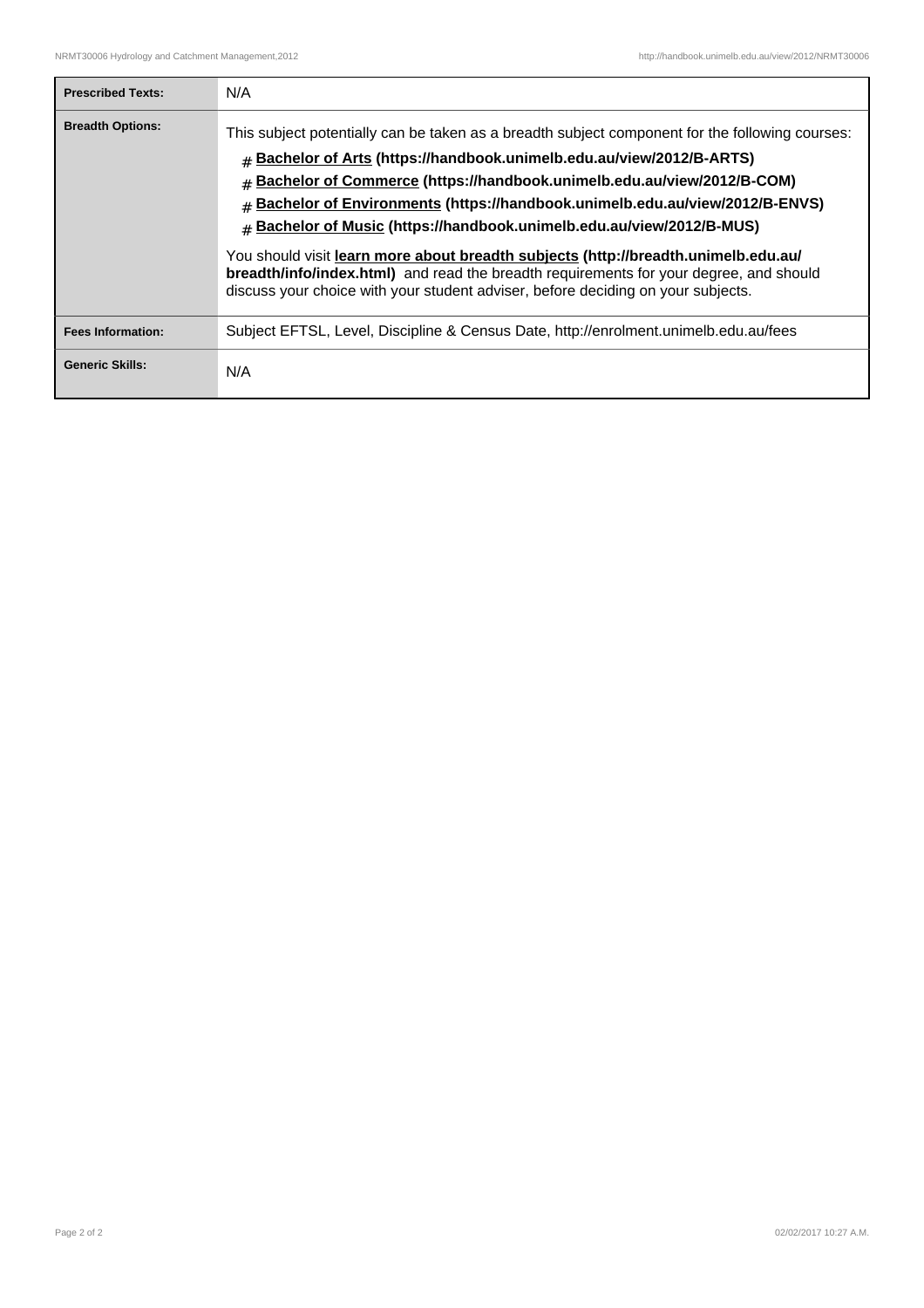| | |
|---|---|
| **Prescribed Texts:** | N/A |
| **Breadth Options:** | This subject potentially can be taken as a breadth subject component for the following courses: # **Bachelor of Arts (https://handbook.unimelb.edu.au/view/2012/B-ARTS)** # **Bachelor of Commerce (https://handbook.unimelb.edu.au/view/2012/B-COM)** # **Bachelor of Environments (https://handbook.unimelb.edu.au/view/2012/B-ENVS)** # **Bachelor of Music (https://handbook.unimelb.edu.au/view/2012/B-MUS)** You should visit **learn more about breadth subjects (http://breadth.unimelb.edu.au/breadth/info/index.html)** and read the breadth requirements for your degree, and should discuss your choice with your student adviser, before deciding on your subjects. |
| **Fees Information:** | Subject EFTSL, Level, Discipline & Census Date, http://enrolment.unimelb.edu.au/fees |
| **Generic Skills:** | N/A |